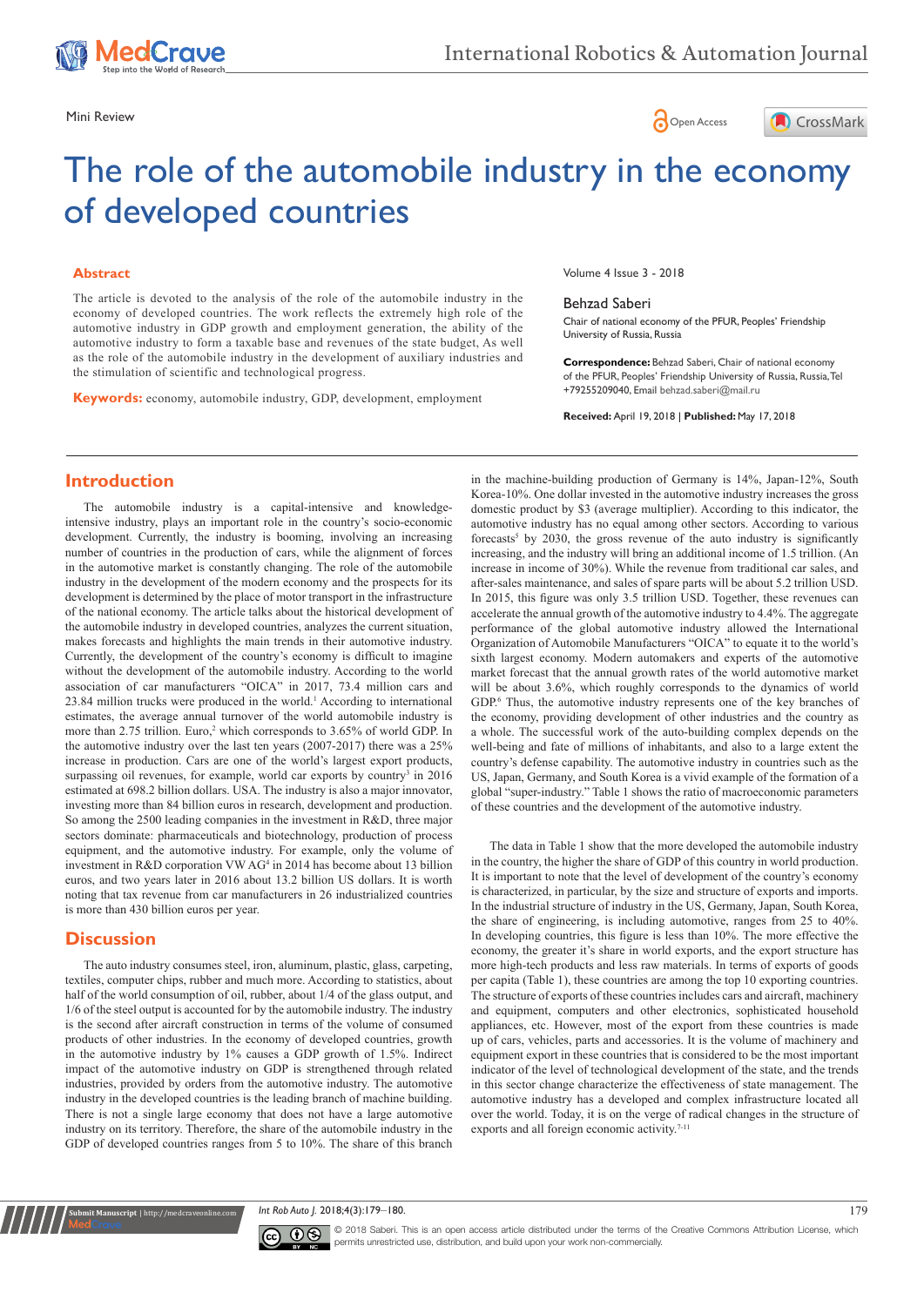Mini Review

# The role of the automobile industry in the economy of developed countries

Volume 4 Issue 3 - 2018

**Behzad Saberi**

Chair of national economy of the PFUR, Peoples' Friendship University of Russia, Russia

**Correspondence:** Behzad Saberi, Chair of national economy of the PFUR, Peoples' Friendship University of Russia, Russia, Tel +79255209040, Email behzad.saberi@mail.ru

**Received:** April 19, 2018 | **Published:** May 17, 2018

## Abstract

The article is devoted to the analysis of the role of the automobile industry in the economy of developed countries. The work reflects the extremely high role of the automotive industry in GDP growth and employment generation, the ability of the automotive industry to form a taxable base and revenues of the state budget, As well as the role of the automobile industry in the development of auxiliary industries and the stimulation of scientific and technological progress.

**Keywords:** economy, automobile industry, GDP, development, employment

## Introduction

The automobile industry is a capital-intensive and knowledge-intensive industry, plays an important role in the country's socio-economic development. Currently, the industry is booming, involving an increasing number of countries in the production of cars, while the alignment of forces in the automotive market is constantly changing. The role of the automobile industry in the development of the modern economy and the prospects for its development is determined by the place of motor transport in the infrastructure of the national economy. The article talks about the historical development of the automobile industry in developed countries, analyzes the current situation, makes forecasts and highlights the main trends in their automotive industry. Currently, the development of the country's economy is difficult to imagine without the development of the automobile industry. According to the world association of car manufacturers "OICA" in 2017, 73.4 million cars and 23.84 million trucks were produced in the world.[1] According to international estimates, the average annual turnover of the world automobile industry is more than 2.75 trillion. Euro,[2] which corresponds to 3.65% of world GDP. In the automotive industry over the last ten years (2007-2017) there was a 25% increase in production. Cars are one of the world's largest export products, surpassing oil revenues, for example, world car exports by country[3] in 2016 estimated at 698.2 billion dollars. USA. The industry is also a major innovator, investing more than 84 billion euros in research, development and production. So among the 2500 leading companies in the investment in R&D, three major sectors dominate: pharmaceuticals and biotechnology, production of process equipment, and the automotive industry. For example, only the volume of investment in R&D corporation VW AG[4] in 2014 has become about 13 billion euros, and two years later in 2016 about 13.2 billion US dollars. It is worth noting that tax revenue from car manufacturers in 26 industrialized countries is more than 430 billion euros per year.

## Discussion

The auto industry consumes steel, iron, aluminum, plastic, glass, carpeting, textiles, computer chips, rubber and much more. According to statistics, about half of the world consumption of oil, rubber, about 1/4 of the glass output, and 1/6 of the steel output is accounted for by the automobile industry. The industry is the second after aircraft construction in terms of the volume of consumed products of other industries. In the economy of developed countries, growth in the automotive industry by 1% causes a GDP growth of 1.5%. Indirect impact of the automotive industry on GDP is strengthened through related industries, provided by orders from the automotive industry. The automotive industry in the developed countries is the leading branch of machine building. There is not a single large economy that does not have a large automotive industry on its territory. Therefore, the share of the automobile industry in the GDP of developed countries ranges from 5 to 10%. The share of this branch in the machine-building production of Germany is 14%, Japan-12%, South Korea-10%. One dollar invested in the automotive industry increases the gross domestic product by $3 (average multiplier). According to this indicator, the automotive industry has no equal among other sectors. According to various forecasts[5] by 2030, the gross revenue of the auto industry is significantly increasing, and the industry will bring an additional income of 1.5 trillion. (An increase in income of 30%). While the revenue from traditional car sales, and after-sales maintenance, and sales of spare parts will be about 5.2 trillion USD. In 2015, this figure was only 3.5 trillion USD. Together, these revenues can accelerate the annual growth of the automotive industry to 4.4%. The aggregate performance of the global automotive industry allowed the International Organization of Automobile Manufacturers "OICA" to equate it to the world's sixth largest economy. Modern automakers and experts of the automotive market forecast that the annual growth rates of the world automotive market will be about 3.6%, which roughly corresponds to the dynamics of world GDP.[6] Thus, the automotive industry represents one of the key branches of the economy, providing development of other industries and the country as a whole. The successful work of the auto-building complex depends on the well-being and fate of millions of inhabitants, and also to a large extent the country's defense capability. The automotive industry in countries such as the US, Japan, Germany, and South Korea is a vivid example of the formation of a global "super-industry." Table 1 shows the ratio of macroeconomic parameters of these countries and the development of the automotive industry.

The data in Table 1 show that the more developed the automobile industry in the country, the higher the share of GDP of this country in world production. It is important to note that the level of development of the country's economy is characterized, in particular, by the size and structure of exports and imports. In the industrial structure of industry in the US, Germany, Japan, South Korea, the share of engineering, is including automotive, ranges from 25 to 40%. In developing countries, this figure is less than 10%. The more effective the economy, the greater it's share in world exports, and the export structure has more high-tech products and less raw materials. In terms of exports of goods per capita (Table 1), these countries are among the top 10 exporting countries. The structure of exports of these countries includes cars and aircraft, machinery and equipment, computers and other electronics, sophisticated household appliances, etc. However, most of the export from these countries is made up of cars, vehicles, parts and accessories. It is the volume of machinery and equipment export in these countries that is considered to be the most important indicator of the level of technological development of the state, and the trends in this sector change characterize the effectiveness of state management. The automotive industry has a developed and complex infrastructure located all over the world. Today, it is on the verge of radical changes in the structure of exports and all foreign economic activity.[7-11]

© 2018 Saberi. This is an open access article distributed under the terms of the Creative Commons Attribution License, which permits unrestricted use, distribution, and build upon your work non-commercially.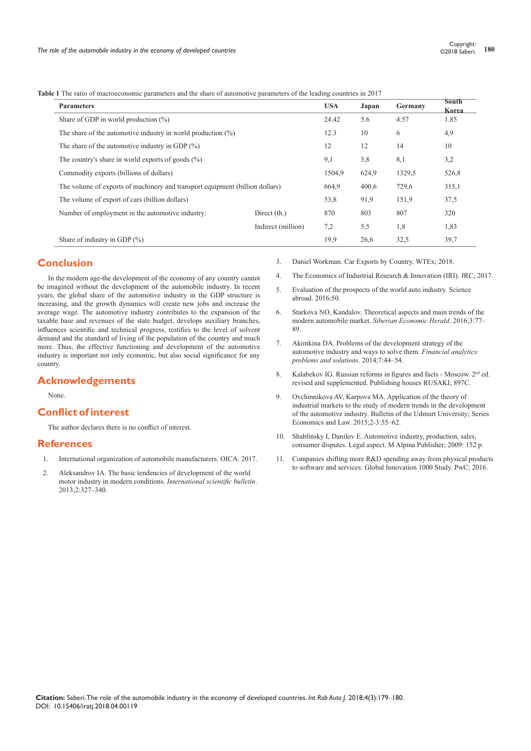**Table 1** The ratio of macroeconomic parameters and the share of automotive parameters of the leading countries in 2017

| Parameters | | USA | Japan | Germany | South Korea |
|---|---|---|---|---|---|
| Share of GDP in world production (%) | | 24.42 | 5.6 | 4.57 | 1.85 |
| The share of the automotive industry in world production (%) | | 12.3 | 10 | 6 | 4,9 |
| The share of the automotive industry in GDP (%) | | 12 | 12 | 14 | 10 |
| The country's share in world exports of goods (%) | | 9,1 | 3,8 | 8,1 | 3,2 |
| Commodity exports (billions of dollars) | | 1504,9 | 624,9 | 1329,5 | 526,8 |
| The volume of exports of machinery and transport equipment (billion dollars) | | 664,9 | 400,6 | 729,6 | 315,1 |
| The volume of export of cars (billion dollars) | | 53,8 | 91,9 | 151,9 | 37,5 |
| Number of employment in the automotive industry: | Direct (th.) | 870 | 803 | 807 | 320 |
| | Indirect (million) | 7,2 | 5,5 | 1,8 | 1,83 |
| Share of industry in GDP (%) | | 19,9 | 26,6 | 32,5 | 39,7 |

## Conclusion

In the modern age-the development of the economy of any country cannot be imagined without the development of the automobile industry. In recent years, the global share of the automotive industry in the GDP structure is increasing, and the growth dynamics will create new jobs and increase the average wage. The automotive industry contributes to the expansion of the taxable base and revenues of the state budget, develops auxiliary branches, influences scientific and technical progress, testifies to the level of solvent demand and the standard of living of the population of the country and much more. Thus, the effective functioning and development of the automotive industry is important not only economic, but also social significance for any country.

## Acknowledgements

None.

## Conflict of interest

The author declares there is no conflict of interest.

## References

1. International organization of automobile manufacturers. OICA. 2017.
2. Aleksandrov IA. The basic tendencies of development of the world motor industry in modern conditions. *International scientific bulletin*. 2013;2:327–340.
3. Daniel Workman. Car Exports by Country. WTEx; 2018.
4. The Economics of Industrial Research & Innovation (IRI). JRC; 2017.
5. Evaluation of the prospects of the world auto industry. Science abroad. 2016;50.
6. Starkova NO, Kandalov. Theoretical aspects and main trends of the modern automobile market. *Siberian Economic Herald*. 2016;3:77–89.
7. Akimkina DA. Problems of the development strategy of the automotive industry and ways to solve them. *Financial analytics: problems and solutions*. 2014;7:44–54.
8. Kalabekov IG. Russian reforms in figures and facts - Moscow. 2nd ed. revised and supplemented. Publishing houses RUSAKI; 897C.
9. Ovchinnikova AV, Karpova MA. Application of the theory of industrial markets to the study of modern trends in the development of the automotive industry. Bulletin of the Udmurt University; Series Economics and Law. 2015;2-3:55–62.
10. Shablinsky I, Danilov E. Automotive industry, production, sales, consumer disputes. Legal aspect. M Alpina Publisher; 2009: 152 p.
11. Companies shifting more R&D spending away from physical products to software and services: Global Innovation 1000 Study. PwC; 2016.